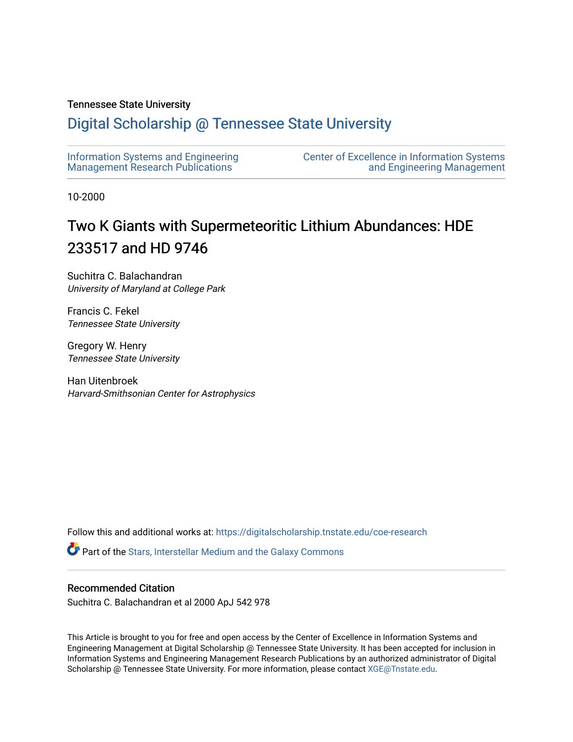Tennessee State University

# Digital Scholarship @ Tennessee State University

Information Systems and Engineering Management Research Publications

Center of Excellence in Information Systems and Engineering Management

10-2000

## Two K Giants with Supermeteoritic Lithium Abundances: HDE 233517 and HD 9746

Suchitra C. Balachandran
*University of Maryland at College Park*

Francis C. Fekel
*Tennessee State University*

Gregory W. Henry
*Tennessee State University*

Han Uitenbroek
*Harvard-Smithsonian Center for Astrophysics*

Follow this and additional works at: https://digitalscholarship.tnstate.edu/coe-research

Part of the Stars, Interstellar Medium and the Galaxy Commons

### Recommended Citation

Suchitra C. Balachandran et al 2000 ApJ 542 978

This Article is brought to you for free and open access by the Center of Excellence in Information Systems and Engineering Management at Digital Scholarship @ Tennessee State University. It has been accepted for inclusion in Information Systems and Engineering Management Research Publications by an authorized administrator of Digital Scholarship @ Tennessee State University. For more information, please contact XGE@Tnstate.edu.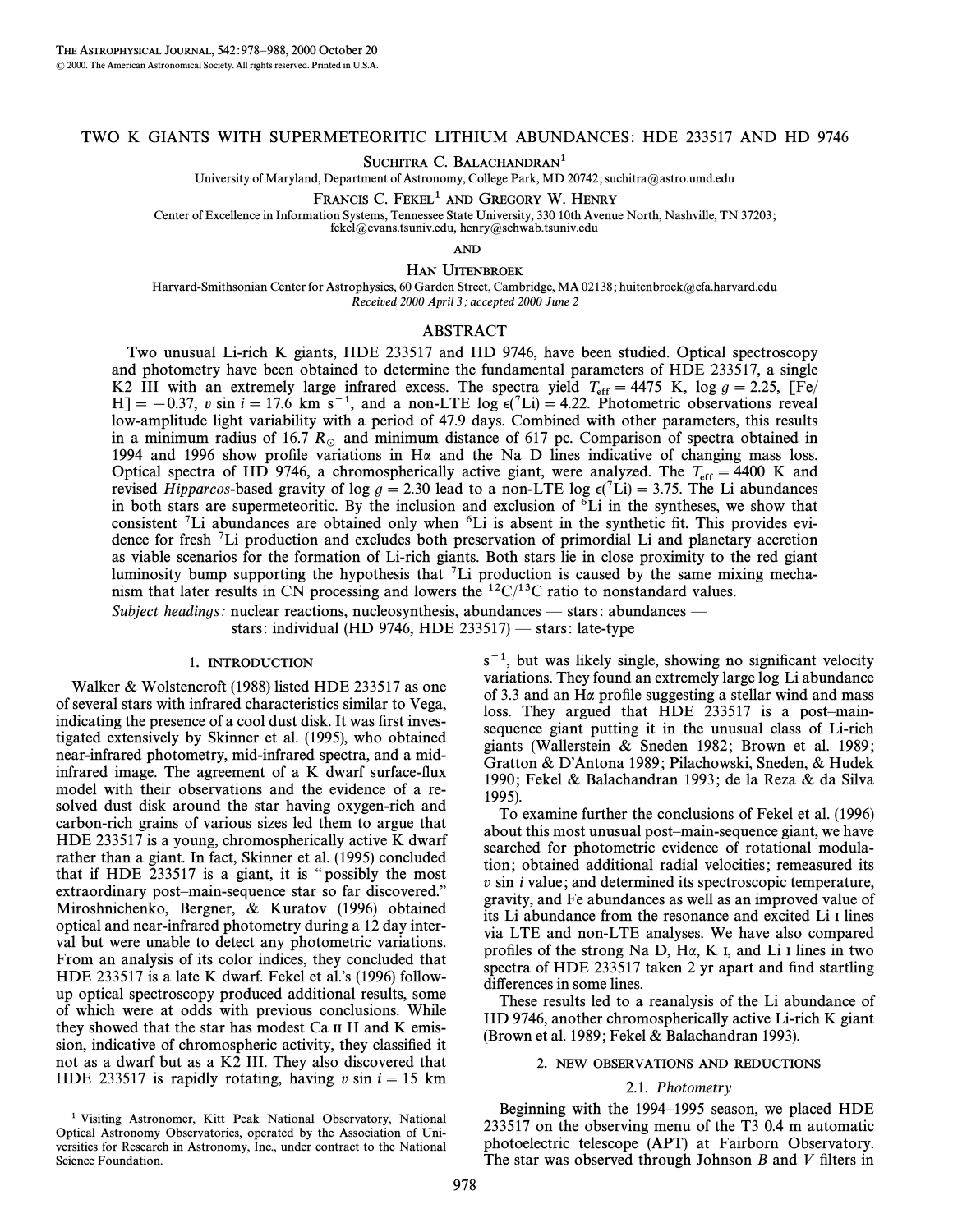# TWO K GIANTS WITH SUPERMETEORITIC LITHIUM ABUNDANCES: HDE 233517 AND HD 9746

Suchitra C. Balachandran[1]

University of Maryland, Department of Astronomy, College Park, MD 20742; suchitra@astro.umd.edu

Francis C. Fekel[1] and Gregory W. Henry

Center of Excellence in Information Systems, Tennessee State University, 330 10th Avenue North, Nashville, TN 37203; fekel@evans.tsuniv.edu, henry@schwab.tsuniv.edu

and

Han Uitenbroek

Harvard-Smithsonian Center for Astrophysics, 60 Garden Street, Cambridge, MA 02138; huitenbroek@cfa.harvard.edu

*Received 2000 April 3; accepted 2000 June 2*

## ABSTRACT

Two unusual Li-rich K giants, HDE 233517 and HD 9746, have been studied. Optical spectroscopy and photometry have been obtained to determine the fundamental parameters of HDE 233517, a single K2 III with an extremely large infrared excess. The spectra yield $T_{\rm eff} = 4475$ K, $\log g = 2.25$, [Fe/H] $= -0.37$, $v \sin i = 17.6$ km s$^{-1}$, and a non-LTE $\log \epsilon(^7{\rm Li}) = 4.22$. Photometric observations reveal low-amplitude light variability with a period of 47.9 days. Combined with other parameters, this results in a minimum radius of 16.7 $R_\odot$ and minimum distance of 617 pc. Comparison of spectra obtained in 1994 and 1996 show profile variations in H$\alpha$ and the Na D lines indicative of changing mass loss. Optical spectra of HD 9746, a chromospherically active giant, were analyzed. The $T_{\rm eff} = 4400$ K and revised *Hipparcos*-based gravity of $\log g = 2.30$ lead to a non-LTE $\log \epsilon(^7{\rm Li}) = 3.75$. The Li abundances in both stars are supermeteoritic. By the inclusion and exclusion of $^6$Li in the syntheses, we show that consistent $^7$Li abundances are obtained only when $^6$Li is absent in the synthetic fit. This provides evidence for fresh $^7$Li production and excludes both preservation of primordial Li and planetary accretion as viable scenarios for the formation of Li-rich giants. Both stars lie in close proximity to the red giant luminosity bump supporting the hypothesis that $^7$Li production is caused by the same mixing mechanism that later results in CN processing and lowers the $^{12}$C/$^{13}$C ratio to nonstandard values.

*Subject headings:* nuclear reactions, nucleosynthesis, abundances — stars: abundances — stars: individual (HD 9746, HDE 233517) — stars: late-type

## 1. INTRODUCTION

Walker & Wolstencroft (1988) listed HDE 233517 as one of several stars with infrared characteristics similar to Vega, indicating the presence of a cool dust disk. It was first investigated extensively by Skinner et al. (1995), who obtained near-infrared photometry, mid-infrared spectra, and a mid-infrared image. The agreement of a K dwarf surface-flux model with their observations and the evidence of a resolved dust disk around the star having oxygen-rich and carbon-rich grains of various sizes led them to argue that HDE 233517 is a young, chromospherically active K dwarf rather than a giant. In fact, Skinner et al. (1995) concluded that if HDE 233517 is a giant, it is "possibly the most extraordinary post–main-sequence star so far discovered." Miroshnichenko, Bergner, & Kuratov (1996) obtained optical and near-infrared photometry during a 12 day interval but were unable to detect any photometric variations. From an analysis of its color indices, they concluded that HDE 233517 is a late K dwarf. Fekel et al.'s (1996) follow-up optical spectroscopy produced additional results, some of which were at odds with previous conclusions. While they showed that the star has modest Ca II H and K emission, indicative of chromospheric activity, they classified it not as a dwarf but as a K2 III. They also discovered that HDE 233517 is rapidly rotating, having $v \sin i = 15$ km s$^{-1}$, but was likely single, showing no significant velocity variations. They found an extremely large log Li abundance of 3.3 and an H$\alpha$ profile suggesting a stellar wind and mass loss. They argued that HDE 233517 is a post–main-sequence giant putting it in the unusual class of Li-rich giants (Wallerstein & Sneden 1982; Brown et al. 1989; Gratton & D'Antona 1989; Pilachowski, Sneden, & Hudek 1990; Fekel & Balachandran 1993; de la Reza & da Silva 1995).

To examine further the conclusions of Fekel et al. (1996) about this most unusual post–main-sequence giant, we have searched for photometric evidence of rotational modulation; obtained additional radial velocities; remeasured its $v \sin i$ value; and determined its spectroscopic temperature, gravity, and Fe abundances as well as an improved value of its Li abundance from the resonance and excited Li I lines via LTE and non-LTE analyses. We have also compared profiles of the strong Na D, H$\alpha$, K I, and Li I lines in two spectra of HDE 233517 taken 2 yr apart and find startling differences in some lines.

These results led to a reanalysis of the Li abundance of HD 9746, another chromospherically active Li-rich K giant (Brown et al. 1989; Fekel & Balachandran 1993).

## 2. NEW OBSERVATIONS AND REDUCTIONS

### 2.1. *Photometry*

Beginning with the 1994–1995 season, we placed HDE 233517 on the observing menu of the T3 0.4 m automatic photoelectric telescope (APT) at Fairborn Observatory. The star was observed through Johnson $B$ and $V$ filters in

[1] Visiting Astronomer, Kitt Peak National Observatory, National Optical Astronomy Observatories, operated by the Association of Universities for Research in Astronomy, Inc., under contract to the National Science Foundation.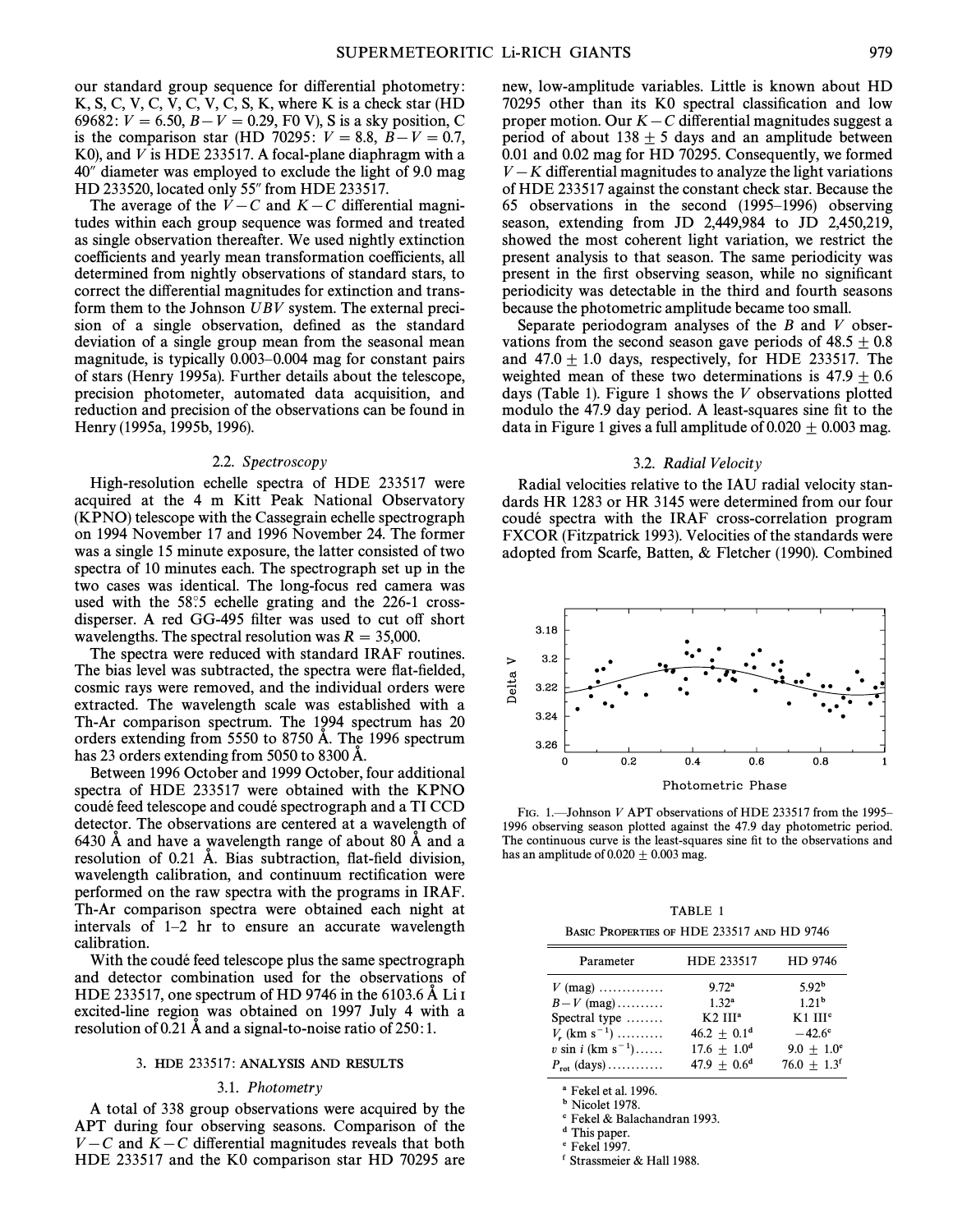our standard group sequence for differential photometry: K, S, C, V, C, V, C, V, C, S, K, where K is a check star (HD 69682: $V = 6.50$, $B-V = 0.29$, F0 V), S is a sky position, C is the comparison star (HD 70295: $V = 8.8$, $B-V = 0.7$, K0), and $V$ is HDE 233517. A focal-plane diaphragm with a 40″ diameter was employed to exclude the light of 9.0 mag HD 233520, located only 55″ from HDE 233517.

The average of the $V-C$ and $K-C$ differential magnitudes within each group sequence was formed and treated as single observation thereafter. We used nightly extinction coefficients and yearly mean transformation coefficients, all determined from nightly observations of standard stars, to correct the differential magnitudes for extinction and transform them to the Johnson $UBV$ system. The external precision of a single observation, defined as the standard deviation of a single group mean from the seasonal mean magnitude, is typically 0.003–0.004 mag for constant pairs of stars (Henry 1995a). Further details about the telescope, precision photometer, automated data acquisition, and reduction and precision of the observations can be found in Henry (1995a, 1995b, 1996).

### 2.2. *Spectroscopy*

High-resolution echelle spectra of HDE 233517 were acquired at the 4 m Kitt Peak National Observatory (KPNO) telescope with the Cassegrain echelle spectrograph on 1994 November 17 and 1996 November 24. The former was a single 15 minute exposure, the latter consisted of two spectra of 10 minutes each. The spectrograph set up in the two cases was identical. The long-focus red camera was used with the 58°.5 echelle grating and the 226-1 cross-disperser. A red GG-495 filter was used to cut off short wavelengths. The spectral resolution was $R = 35,000$.

The spectra were reduced with standard IRAF routines. The bias level was subtracted, the spectra were flat-fielded, cosmic rays were removed, and the individual orders were extracted. The wavelength scale was established with a Th-Ar comparison spectrum. The 1994 spectrum has 20 orders extending from 5550 to 8750 Å. The 1996 spectrum has 23 orders extending from 5050 to 8300 Å.

Between 1996 October and 1999 October, four additional spectra of HDE 233517 were obtained with the KPNO coudé feed telescope and coudé spectrograph and a TI CCD detector. The observations are centered at a wavelength of 6430 Å and have a wavelength range of about 80 Å and a resolution of 0.21 Å. Bias subtraction, flat-field division, wavelength calibration, and continuum rectification were performed on the raw spectra with the programs in IRAF. Th-Ar comparison spectra were obtained each night at intervals of 1–2 hr to ensure an accurate wavelength calibration.

With the coudé feed telescope plus the same spectrograph and detector combination used for the observations of HDE 233517, one spectrum of HD 9746 in the 6103.6 Å Li I excited-line region was obtained on 1997 July 4 with a resolution of 0.21 Å and a signal-to-noise ratio of 250:1.

## 3. HDE 233517: ANALYSIS AND RESULTS

### 3.1. *Photometry*

A total of 338 group observations were acquired by the APT during four observing seasons. Comparison of the $V-C$ and $K-C$ differential magnitudes reveals that both HDE 233517 and the K0 comparison star HD 70295 are new, low-amplitude variables. Little is known about HD 70295 other than its K0 spectral classification and low proper motion. Our $K-C$ differential magnitudes suggest a period of about $138 \pm 5$ days and an amplitude between 0.01 and 0.02 mag for HD 70295. Consequently, we formed $V-K$ differential magnitudes to analyze the light variations of HDE 233517 against the constant check star. Because the 65 observations in the second (1995–1996) observing season, extending from JD 2,449,984 to JD 2,450,219, showed the most coherent light variation, we restrict the present analysis to that season. The same periodicity was present in the first observing season, while no significant periodicity was detectable in the third and fourth seasons because the photometric amplitude became too small.

Separate periodogram analyses of the $B$ and $V$ observations from the second season gave periods of $48.5 \pm 0.8$ and $47.0 \pm 1.0$ days, respectively, for HDE 233517. The weighted mean of these two determinations is $47.9 \pm 0.6$ days (Table 1). Figure 1 shows the $V$ observations plotted modulo the 47.9 day period. A least-squares sine fit to the data in Figure 1 gives a full amplitude of $0.020 \pm 0.003$ mag.

### 3.2. *Radial Velocity*

Radial velocities relative to the IAU radial velocity standards HR 1283 or HR 3145 were determined from our four coudé spectra with the IRAF cross-correlation program FXCOR (Fitzpatrick 1993). Velocities of the standards were adopted from Scarfe, Batten, & Fletcher (1990). Combined

FIG. 1.—Johnson $V$ APT observations of HDE 233517 from the 1995–1996 observing season plotted against the 47.9 day photometric period. The continuous curve is the least-squares sine fit to the observations and has an amplitude of $0.020 \pm 0.003$ mag.

TABLE 1

BASIC PROPERTIES OF HDE 233517 AND HD 9746

| Parameter | HDE 233517 | HD 9746 |
|---|---|---|
| $V$ (mag) .............. | 9.72[a] | 5.92[b] |
| $B-V$ (mag) .......... | 1.32[a] | 1.21[b] |
| Spectral type ........ | K2 III[a] | K1 III[c] |
| $V_r$ (km s$^{-1}$) .......... | $46.2 \pm 0.1$[d] | $-42.6$[e] |
| $v \sin i$ (km s$^{-1}$)...... | $17.6 \pm 1.0$[d] | $9.0 \pm 1.0$[e] |
| $P_{\rm rot}$ (days)............ | $47.9 \pm 0.6$[d] | $76.0 \pm 1.3$[f] |

[a] Fekel et al. 1996.
[b] Nicolet 1978.
[c] Fekel & Balachandran 1993.
[d] This paper.
[e] Fekel 1997.
[f] Strassmeier & Hall 1988.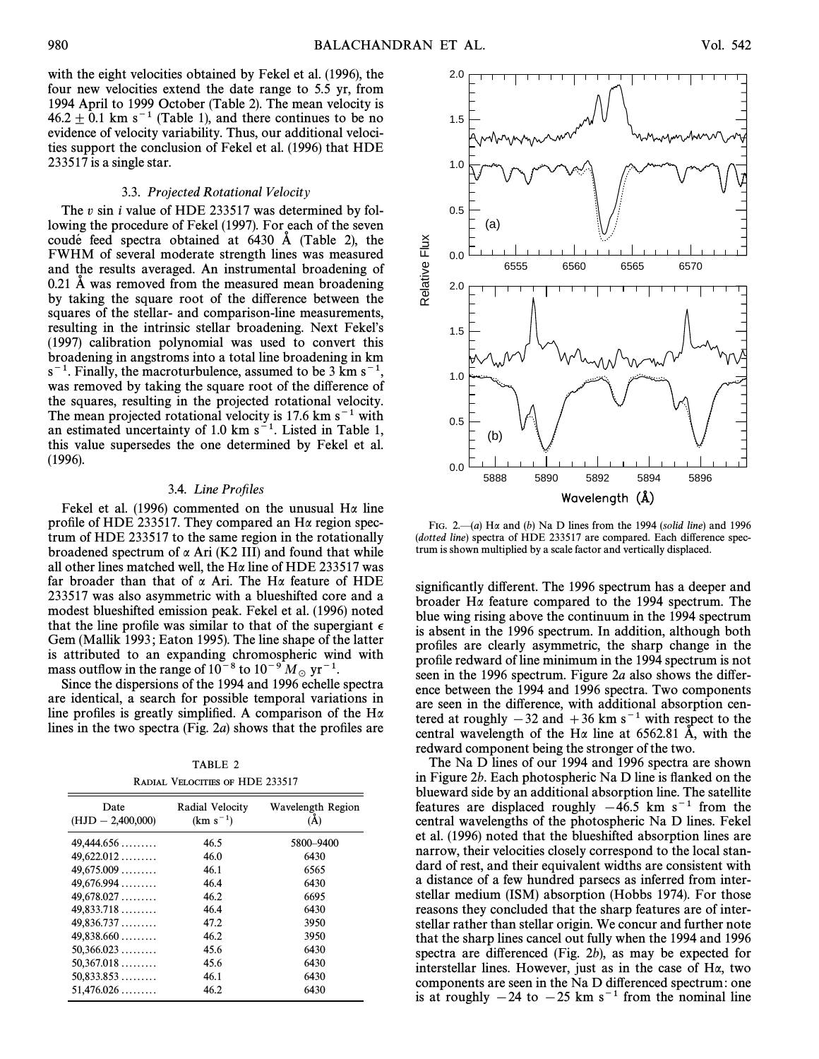with the eight velocities obtained by Fekel et al. (1996), the four new velocities extend the date range to 5.5 yr, from 1994 April to 1999 October (Table 2). The mean velocity is $46.2 \pm 0.1$ km s$^{-1}$ (Table 1), and there continues to be no evidence of velocity variability. Thus, our additional velocities support the conclusion of Fekel et al. (1996) that HDE 233517 is a single star.

### 3.3. *Projected Rotational Velocity*

The $v \sin i$ value of HDE 233517 was determined by following the procedure of Fekel (1997). For each of the seven coudé feed spectra obtained at 6430 Å (Table 2), the FWHM of several moderate strength lines was measured and the results averaged. An instrumental broadening of 0.21 Å was removed from the measured mean broadening by taking the square root of the difference between the squares of the stellar- and comparison-line measurements, resulting in the intrinsic stellar broadening. Next Fekel's (1997) calibration polynomial was used to convert this broadening in angstroms into a total line broadening in km s$^{-1}$. Finally, the macroturbulence, assumed to be 3 km s$^{-1}$, was removed by taking the square root of the difference of the squares, resulting in the projected rotational velocity. The mean projected rotational velocity is 17.6 km s$^{-1}$ with an estimated uncertainty of 1.0 km s$^{-1}$. Listed in Table 1, this value supersedes the one determined by Fekel et al. (1996).

### 3.4. *Line Profiles*

Fekel et al. (1996) commented on the unusual Hα line profile of HDE 233517. They compared an Hα region spectrum of HDE 233517 to the same region in the rotationally broadened spectrum of α Ari (K2 III) and found that while all other lines matched well, the Hα line of HDE 233517 was far broader than that of α Ari. The Hα feature of HDE 233517 was also asymmetric with a blueshifted core and a modest blueshifted emission peak. Fekel et al. (1996) noted that the line profile was similar to that of the supergiant ε Gem (Mallik 1993; Eaton 1995). The line shape of the latter is attributed to an expanding chromospheric wind with mass outflow in the range of $10^{-8}$ to $10^{-9}$ $M_{\odot}$ yr$^{-1}$.

Since the dispersions of the 1994 and 1996 echelle spectra are identical, a search for possible temporal variations in line profiles is greatly simplified. A comparison of the Hα lines in the two spectra (Fig. 2*a*) shows that the profiles are significantly different. The 1996 spectrum has a deeper and broader Hα feature compared to the 1994 spectrum. The blue wing rising above the continuum in the 1994 spectrum is absent in the 1996 spectrum. In addition, although both profiles are clearly asymmetric, the sharp change in the profile redward of line minimum in the 1994 spectrum is not seen in the 1996 spectrum. Figure 2*a* also shows the difference between the 1994 and 1996 spectra. Two components are seen in the difference, with additional absorption centered at roughly −32 and +36 km s$^{-1}$ with respect to the central wavelength of the Hα line at 6562.81 Å, with the redward component being the stronger of the two.

TABLE 2

Radial Velocities of HDE 233517

| Date (HJD − 2,400,000) | Radial Velocity (km s$^{-1}$) | Wavelength Region (Å) |
|---|---|---|
| 49,444.656 ......... | 46.5 | 5800–9400 |
| 49,622.012 ......... | 46.0 | 6430 |
| 49,675.009 ......... | 46.1 | 6565 |
| 49,676.994 ......... | 46.4 | 6430 |
| 49,678.027 ......... | 46.2 | 6695 |
| 49,833.718 ......... | 46.4 | 6430 |
| 49,836.737 ......... | 47.2 | 3950 |
| 49,838.660 ......... | 46.2 | 3950 |
| 50,366.023 ......... | 45.6 | 6430 |
| 50,367.018 ......... | 45.6 | 6430 |
| 50,833.853 ......... | 46.1 | 6430 |
| 51,476.026 ......... | 46.2 | 6430 |

Fig. 2.—(*a*) Hα and (*b*) Na D lines from the 1994 (*solid line*) and 1996 (*dotted line*) spectra of HDE 233517 are compared. Each difference spectrum is shown multiplied by a scale factor and vertically displaced.

The Na D lines of our 1994 and 1996 spectra are shown in Figure 2*b*. Each photospheric Na D line is flanked on the blueward side by an additional absorption line. The satellite features are displaced roughly −46.5 km s$^{-1}$ from the central wavelengths of the photospheric Na D lines. Fekel et al. (1996) noted that the blueshifted absorption lines are narrow, their velocities closely correspond to the local standard of rest, and their equivalent widths are consistent with a distance of a few hundred parsecs as inferred from interstellar medium (ISM) absorption (Hobbs 1974). For those reasons they concluded that the sharp features are of interstellar rather than stellar origin. We concur and further note that the sharp lines cancel out fully when the 1994 and 1996 spectra are differenced (Fig. 2*b*), as may be expected for interstellar lines. However, just as in the case of Hα, two components are seen in the Na D differenced spectrum: one is at roughly −24 to −25 km s$^{-1}$ from the nominal line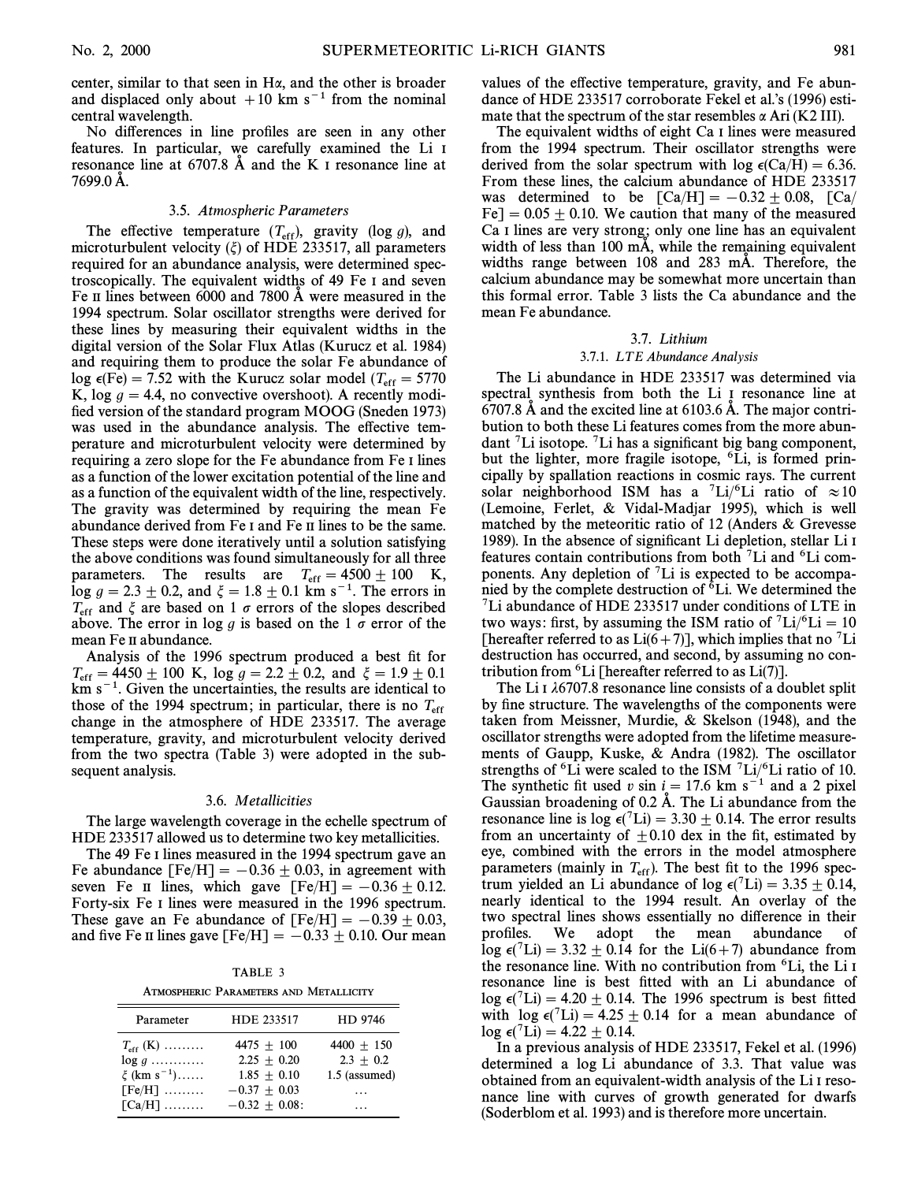center, similar to that seen in Hα, and the other is broader and displaced only about +10 km $s^{-1}$ from the nominal central wavelength.

No differences in line profiles are seen in any other features. In particular, we carefully examined the Li I resonance line at 6707.8 Å and the K I resonance line at 7699.0 Å.

### 3.5. *Atmospheric Parameters*

The effective temperature ($T_{eff}$), gravity (log $g$), and microturbulent velocity ($\xi$) of HDE 233517, all parameters required for an abundance analysis, were determined spectroscopically. The equivalent widths of 49 Fe I and seven Fe II lines between 6000 and 7800 Å were measured in the 1994 spectrum. Solar oscillator strengths were derived for these lines by measuring their equivalent widths in the digital version of the Solar Flux Atlas (Kurucz et al. 1984) and requiring them to produce the solar Fe abundance of log $\epsilon$(Fe) = 7.52 with the Kurucz solar model ($T_{eff}$ = 5770 K, log $g$ = 4.4, no convective overshoot). A recently modified version of the standard program MOOG (Sneden 1973) was used in the abundance analysis. The effective temperature and microturbulent velocity were determined by requiring a zero slope for the Fe abundance from Fe I lines as a function of the lower excitation potential of the line and as a function of the equivalent width of the line, respectively. The gravity was determined by requiring the mean Fe abundance derived from Fe I and Fe II lines to be the same. These steps were done iteratively until a solution satisfying the above conditions was found simultaneously for all three parameters. The results are $T_{eff} = 4500 \pm 100$ K, log $g = 2.3 \pm 0.2$, and $\xi = 1.8 \pm 0.1$ km $s^{-1}$. The errors in $T_{eff}$ and $\xi$ are based on 1 $\sigma$ errors of the slopes described above. The error in log $g$ is based on the 1 $\sigma$ error of the mean Fe II abundance.

Analysis of the 1996 spectrum produced a best fit for $T_{eff} = 4450 \pm 100$ K, log $g = 2.2 \pm 0.2$, and $\xi = 1.9 \pm 0.1$ km $s^{-1}$. Given the uncertainties, the results are identical to those of the 1994 spectrum; in particular, there is no $T_{eff}$ change in the atmosphere of HDE 233517. The average temperature, gravity, and microturbulent velocity derived from the two spectra (Table 3) were adopted in the subsequent analysis.

### 3.6. *Metallicities*

The large wavelength coverage in the echelle spectrum of HDE 233517 allowed us to determine two key metallicities.

The 49 Fe I lines measured in the 1994 spectrum gave an Fe abundance [Fe/H] = $-0.36 \pm 0.03$, in agreement with seven Fe II lines, which gave [Fe/H] = $-0.36 \pm 0.12$. Forty-six Fe I lines were measured in the 1996 spectrum. These gave an Fe abundance of [Fe/H] = $-0.39 \pm 0.03$, and five Fe II lines gave [Fe/H] = $-0.33 \pm 0.10$. Our mean values of the effective temperature, gravity, and Fe abundance of HDE 233517 corroborate Fekel et al.'s (1996) estimate that the spectrum of the star resembles α Ari (K2 III).

TABLE 3

ATMOSPHERIC PARAMETERS AND METALLICITY

| Parameter | HDE 233517 | HD 9746 |
|---|---|---|
| $T_{eff}$ (K) ......... | 4475 ± 100 | 4400 ± 150 |
| log $g$ ........... | 2.25 ± 0.20 | 2.3 ± 0.2 |
| $\xi$ (km $s^{-1}$)...... | 1.85 ± 0.10 | 1.5 (assumed) |
| [Fe/H] ......... | −0.37 ± 0.03 | ... |
| [Ca/H] ......... | −0.32 ± 0.08: | ... |

The equivalent widths of eight Ca I lines were measured from the 1994 spectrum. Their oscillator strengths were derived from the solar spectrum with log $\epsilon$(Ca/H) = 6.36. From these lines, the calcium abundance of HDE 233517 was determined to be [Ca/H] = $-0.32 \pm 0.08$, [Ca/Fe] = $0.05 \pm 0.10$. We caution that many of the measured Ca I lines are very strong; only one line has an equivalent width of less than 100 mÅ, while the remaining equivalent widths range between 108 and 283 mÅ. Therefore, the calcium abundance may be somewhat more uncertain than this formal error. Table 3 lists the Ca abundance and the mean Fe abundance.

### 3.7. *Lithium*

#### 3.7.1. *LTE Abundance Analysis*

The Li abundance in HDE 233517 was determined via spectral synthesis from both the Li I resonance line at 6707.8 Å and the excited line at 6103.6 Å. The major contribution to both these Li features comes from the more abundant $^{7}$Li isotope. $^{7}$Li has a significant big bang component, but the lighter, more fragile isotope, $^{6}$Li, is formed principally by spallation reactions in cosmic rays. The current solar neighborhood ISM has a $^{7}$Li/$^{6}$Li ratio of ≈10 (Lemoine, Ferlet, & Vidal-Madjar 1995), which is well matched by the meteoritic ratio of 12 (Anders & Grevesse 1989). In the absence of significant Li depletion, stellar Li I features contain contributions from both $^{7}$Li and $^{6}$Li components. Any depletion of $^{7}$Li is expected to be accompanied by the complete destruction of $^{6}$Li. We determined the $^{7}$Li abundance of HDE 233517 under conditions of LTE in two ways: first, by assuming the ISM ratio of $^{7}$Li/$^{6}$Li = 10 [hereafter referred to as Li(6+7)], which implies that no $^{7}$Li destruction has occurred, and second, by assuming no contribution from $^{6}$Li [hereafter referred to as Li(7)].

The Li I λ6707.8 resonance line consists of a doublet split by fine structure. The wavelengths of the components were taken from Meissner, Murdie, & Skelson (1948), and the oscillator strengths were adopted from the lifetime measurements of Gaupp, Kuske, & Andra (1982). The oscillator strengths of $^{6}$Li were scaled to the ISM $^{7}$Li/$^{6}$Li ratio of 10. The synthetic fit used $v \sin i$ = 17.6 km $s^{-1}$ and a 2 pixel Gaussian broadening of 0.2 Å. The Li abundance from the resonance line is log $\epsilon$($^{7}$Li) = $3.30 \pm 0.14$. The error results from an uncertainty of ±0.10 dex in the fit, estimated by eye, combined with the errors in the model atmosphere parameters (mainly in $T_{eff}$). The best fit to the 1996 spectrum yielded an Li abundance of log $\epsilon$($^{7}$Li) = $3.35 \pm 0.14$, nearly identical to the 1994 result. An overlay of the two spectral lines shows essentially no difference in their profiles. We adopt the mean abundance of log $\epsilon$($^{7}$Li) = $3.32 \pm 0.14$ for the Li(6+7) abundance from the resonance line. With no contribution from $^{6}$Li, the Li I resonance line is best fitted with an Li abundance of log $\epsilon$($^{7}$Li) = $4.20 \pm 0.14$. The 1996 spectrum is best fitted with log $\epsilon$($^{7}$Li) = $4.25 \pm 0.14$ for a mean abundance of log $\epsilon$($^{7}$Li) = $4.22 \pm 0.14$.

In a previous analysis of HDE 233517, Fekel et al. (1996) determined a log Li abundance of 3.3. That value was obtained from an equivalent-width analysis of the Li I resonance line with curves of growth generated for dwarfs (Soderblom et al. 1993) and is therefore more uncertain.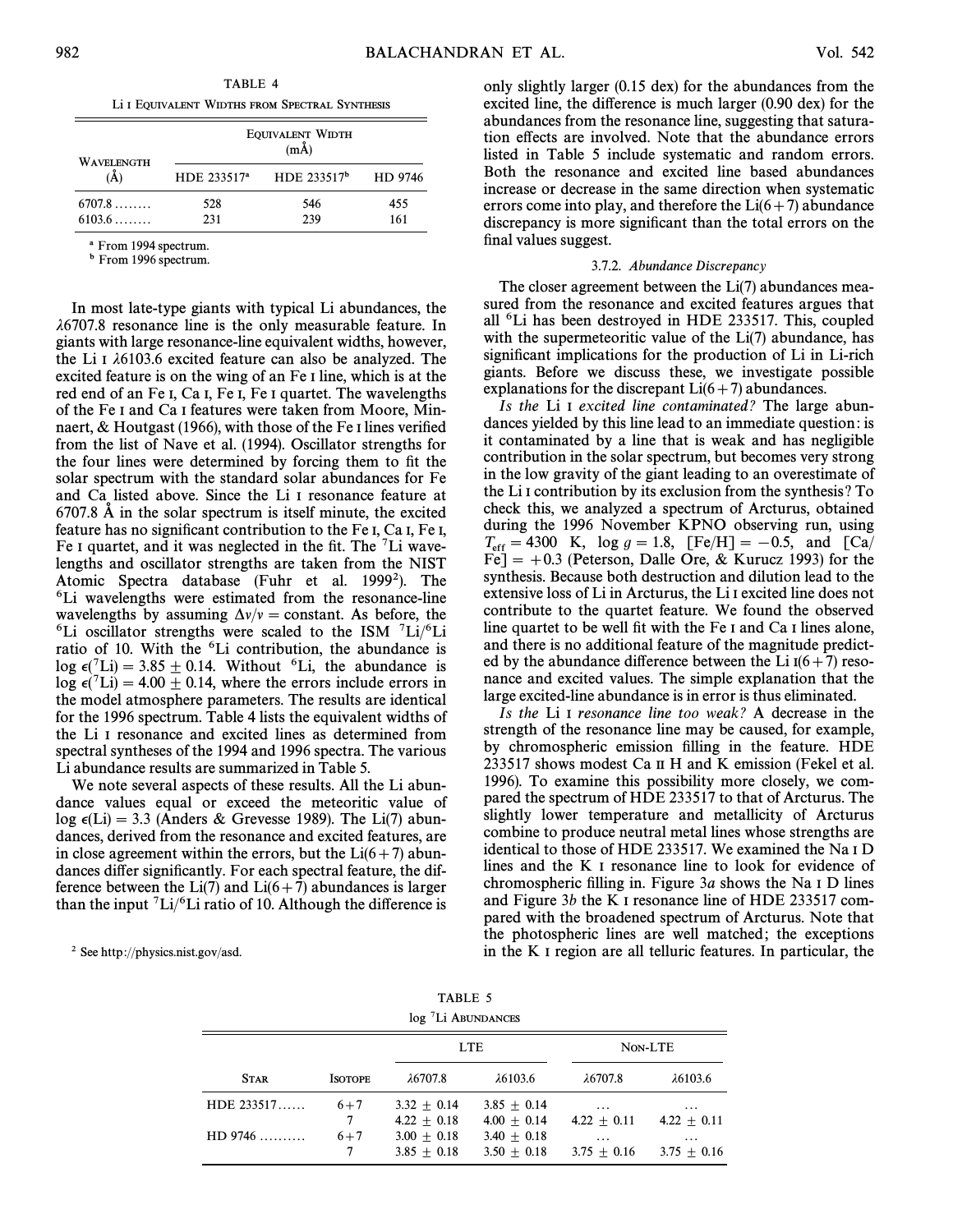TABLE 4

Li I Equivalent Widths from Spectral Synthesis

| Wavelength (Å) | Equivalent Width (mÅ) | | |
|---|---|---|---|
| | HDE 233517[a] | HDE 233517[b] | HD 9746 |
| 6707.8 ........ | 528 | 546 | 455 |
| 6103.6 ........ | 231 | 239 | 161 |

[a] From 1994 spectrum.

[b] From 1996 spectrum.

In most late-type giants with typical Li abundances, the λ6707.8 resonance line is the only measurable feature. In giants with large resonance-line equivalent widths, however, the Li I λ6103.6 excited feature can also be analyzed. The excited feature is on the wing of an Fe I line, which is at the red end of an Fe I, Ca I, Fe I, Fe I quartet. The wavelengths of the Fe I and Ca I features were taken from Moore, Minnaert, & Houtgast (1966), with those of the Fe I lines verified from the list of Nave et al. (1994). Oscillator strengths for the four lines were determined by forcing them to fit the solar spectrum with the standard solar abundances for Fe and Ca listed above. Since the Li I resonance feature at 6707.8 Å in the solar spectrum is itself minute, the excited feature has no significant contribution to the Fe I, Ca I, Fe I, Fe I quartet, and it was neglected in the fit. The $^7$Li wavelengths and oscillator strengths are taken from the NIST Atomic Spectra database (Fuhr et al. 1999[2]). The $^6$Li wavelengths were estimated from the resonance-line wavelengths by assuming $\Delta v/v$ = constant. As before, the $^6$Li oscillator strengths were scaled to the ISM $^7$Li/$^6$Li ratio of 10. With the $^6$Li contribution, the abundance is $\log \epsilon(^7\text{Li}) = 3.85 \pm 0.14$. Without $^6$Li, the abundance is $\log \epsilon(^7\text{Li}) = 4.00 \pm 0.14$, where the errors include errors in the model atmosphere parameters. The results are identical for the 1996 spectrum. Table 4 lists the equivalent widths of the Li I resonance and excited lines as determined from spectral syntheses of the 1994 and 1996 spectra. The various Li abundance results are summarized in Table 5.

We note several aspects of these results. All the Li abundance values equal or exceed the meteoritic value of $\log \epsilon(\text{Li}) = 3.3$ (Anders & Grevesse 1989). The Li(7) abundances, derived from the resonance and excited features, are in close agreement within the errors, but the Li(6+7) abundances differ significantly. For each spectral feature, the difference between the Li(7) and Li(6+7) abundances is larger than the input $^7$Li/$^6$Li ratio of 10. Although the difference is only slightly larger (0.15 dex) for the abundances from the excited line, the difference is much larger (0.90 dex) for the abundances from the resonance line, suggesting that saturation effects are involved. Note that the abundance errors listed in Table 5 include systematic and random errors. Both the resonance and excited line based abundances increase or decrease in the same direction when systematic errors come into play, and therefore the Li(6+7) abundance discrepancy is more significant than the total errors on the final values suggest.

[2] See http://physics.nist.gov/asd.

#### 3.7.2. *Abundance Discrepancy*

The closer agreement between the Li(7) abundances measured from the resonance and excited features argues that all $^6$Li has been destroyed in HDE 233517. This, coupled with the supermeteoritic value of the Li(7) abundance, has significant implications for the production of Li in Li-rich giants. Before we discuss these, we investigate possible explanations for the discrepant Li(6+7) abundances.

*Is the* Li I *excited line contaminated?* The large abundances yielded by this line lead to an immediate question: is it contaminated by a line that is weak and has negligible contribution in the solar spectrum, but becomes very strong in the low gravity of the giant leading to an overestimate of the Li I contribution by its exclusion from the synthesis? To check this, we analyzed a spectrum of Arcturus, obtained during the 1996 November KPNO observing run, using $T_{\text{eff}} = 4300$ K, $\log g = 1.8$, $[\text{Fe/H}] = -0.5$, and $[\text{Ca/Fe}] = +0.3$ (Peterson, Dalle Ore, & Kurucz 1993) for the synthesis. Because both destruction and dilution lead to the extensive loss of Li in Arcturus, the Li I excited line does not contribute to the quartet feature. We found the observed line quartet to be well fit with the Fe I and Ca I lines alone, and there is no additional feature of the magnitude predicted by the abundance difference between the Li I(6+7) resonance and excited values. The simple explanation that the large excited-line abundance is in error is thus eliminated.

*Is the* Li I *resonance line too weak?* A decrease in the strength of the resonance line may be caused, for example, by chromospheric emission filling in the feature. HDE 233517 shows modest Ca II H and K emission (Fekel et al. 1996). To examine this possibility more closely, we compared the spectrum of HDE 233517 to that of Arcturus. The slightly lower temperature and metallicity of Arcturus combine to produce neutral metal lines whose strengths are identical to those of HDE 233517. We examined the Na I D lines and the K I resonance line to look for evidence of chromospheric filling in. Figure 3*a* shows the Na I D lines and Figure 3*b* the K I resonance line of HDE 233517 compared with the broadened spectrum of Arcturus. Note that the photospheric lines are well matched; the exceptions in the K I region are all telluric features. In particular, the

TABLE 5

log $^7$Li Abundances

| Star | Isotope | LTE | | Non-LTE | |
|---|---|---|---|---|---|
| | | λ6707.8 | λ6103.6 | λ6707.8 | λ6103.6 |
| HDE 233517...... | 6+7 | 3.32 ± 0.14 | 3.85 ± 0.14 | ... | ... |
| | 7 | 4.22 ± 0.18 | 4.00 ± 0.14 | 4.22 ± 0.11 | 4.22 ± 0.11 |
| HD 9746 .......... | 6+7 | 3.00 ± 0.18 | 3.40 ± 0.18 | ... | ... |
| | 7 | 3.85 ± 0.18 | 3.50 ± 0.18 | 3.75 ± 0.16 | 3.75 ± 0.16 |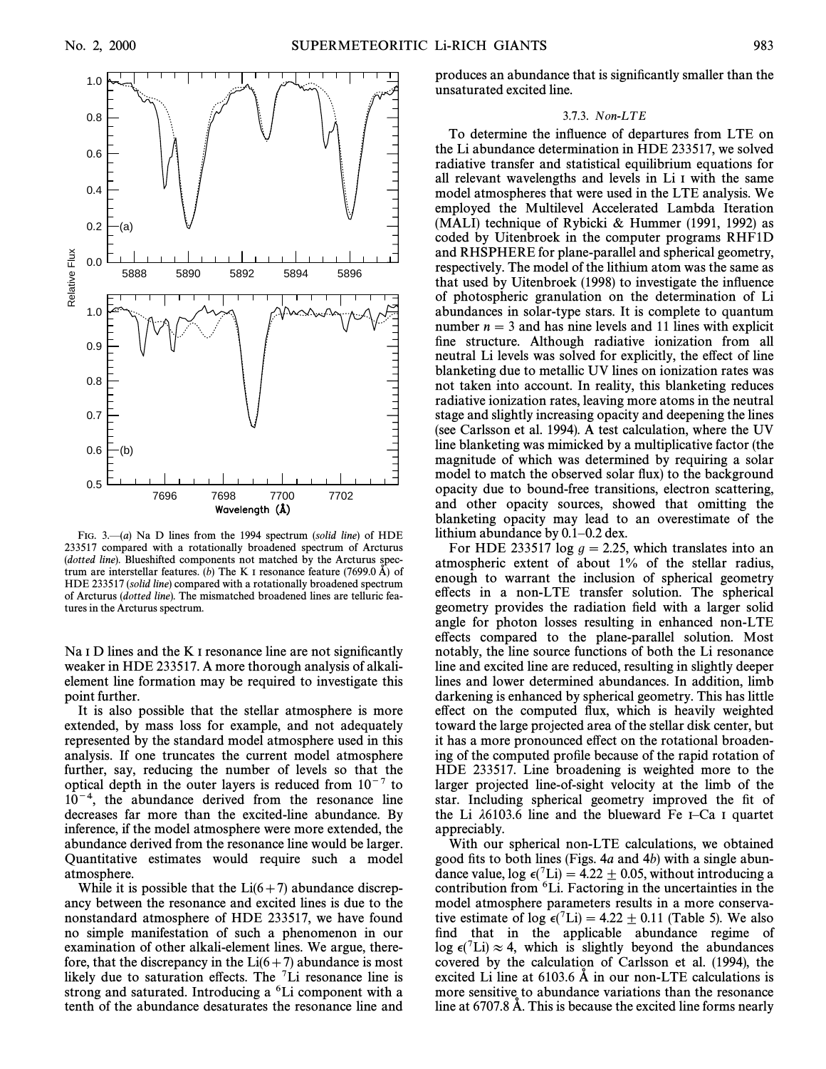FIG. 3.—(a) Na D lines from the 1994 spectrum (*solid line*) of HDE 233517 compared with a rotationally broadened spectrum of Arcturus (*dotted line*). Blueshifted components not matched by the Arcturus spectrum are interstellar features. (b) The K I resonance feature (7699.0 Å) of HDE 233517 (*solid line*) compared with a rotationally broadened spectrum of Arcturus (*dotted line*). The mismatched broadened lines are telluric features in the Arcturus spectrum.

Na I D lines and the K I resonance line are not significantly weaker in HDE 233517. A more thorough analysis of alkali-element line formation may be required to investigate this point further.

It is also possible that the stellar atmosphere is more extended, by mass loss for example, and not adequately represented by the standard model atmosphere used in this analysis. If one truncates the current model atmosphere further, say, reducing the number of levels so that the optical depth in the outer layers is reduced from $10^{-7}$ to $10^{-4}$, the abundance derived from the resonance line decreases far more than the excited-line abundance. By inference, if the model atmosphere were more extended, the abundance derived from the resonance line would be larger. Quantitative estimates would require such a model atmosphere.

While it is possible that the Li(6+7) abundance discrepancy between the resonance and excited lines is due to the nonstandard atmosphere of HDE 233517, we have found no simple manifestation of such a phenomenon in our examination of other alkali-element lines. We argue, therefore, that the discrepancy in the Li(6+7) abundance is most likely due to saturation effects. The $^7$Li resonance line is strong and saturated. Introducing a $^6$Li component with a tenth of the abundance desaturates the resonance line and produces an abundance that is significantly smaller than the unsaturated excited line.

### 3.7.3. *Non-LTE*

To determine the influence of departures from LTE on the Li abundance determination in HDE 233517, we solved radiative transfer and statistical equilibrium equations for all relevant wavelengths and levels in Li I with the same model atmospheres that were used in the LTE analysis. We employed the Multilevel Accelerated Lambda Iteration (MALI) technique of Rybicki & Hummer (1991, 1992) as coded by Uitenbroek in the computer programs RHF1D and RHSPHERE for plane-parallel and spherical geometry, respectively. The model of the lithium atom was the same as that used by Uitenbroek (1998) to investigate the influence of photospheric granulation on the determination of Li abundances in solar-type stars. It is complete to quantum number $n = 3$ and has nine levels and 11 lines with explicit fine structure. Although radiative ionization from all neutral Li levels was solved for explicitly, the effect of line blanketing due to metallic UV lines on ionization rates was not taken into account. In reality, this blanketing reduces radiative ionization rates, leaving more atoms in the neutral stage and slightly increasing opacity and deepening the lines (see Carlsson et al. 1994). A test calculation, where the UV line blanketing was mimicked by a multiplicative factor (the magnitude of which was determined by requiring a solar model to match the observed solar flux) to the background opacity due to bound-free transitions, electron scattering, and other opacity sources, showed that omitting the blanketing opacity may lead to an overestimate of the lithium abundance by 0.1–0.2 dex.

For HDE 233517 $\log g = 2.25$, which translates into an atmospheric extent of about 1% of the stellar radius, enough to warrant the inclusion of spherical geometry effects in a non-LTE transfer solution. The spherical geometry provides the radiation field with a larger solid angle for photon losses resulting in enhanced non-LTE effects compared to the plane-parallel solution. Most notably, the line source functions of both the Li resonance line and excited line are reduced, resulting in slightly deeper lines and lower determined abundances. In addition, limb darkening is enhanced by spherical geometry. This has little effect on the computed flux, which is heavily weighted toward the large projected area of the stellar disk center, but it has a more pronounced effect on the rotational broadening of the computed profile because of the rapid rotation of HDE 233517. Line broadening is weighted more to the larger projected line-of-sight velocity at the limb of the star. Including spherical geometry improved the fit of the Li $\lambda$6103.6 line and the blueward Fe I–Ca I quartet appreciably.

With our spherical non-LTE calculations, we obtained good fits to both lines (Figs. 4a and 4b) with a single abundance value, $\log \epsilon(^7\text{Li}) = 4.22 \pm 0.05$, without introducing a contribution from $^6$Li. Factoring in the uncertainties in the model atmosphere parameters results in a more conservative estimate of $\log \epsilon(^7\text{Li}) = 4.22 \pm 0.11$ (Table 5). We also find that in the applicable abundance regime of $\log \epsilon(^7\text{Li}) \approx 4$, which is slightly beyond the abundances covered by the calculation of Carlsson et al. (1994), the excited Li line at 6103.6 Å in our non-LTE calculations is more sensitive to abundance variations than the resonance line at 6707.8 Å. This is because the excited line forms nearly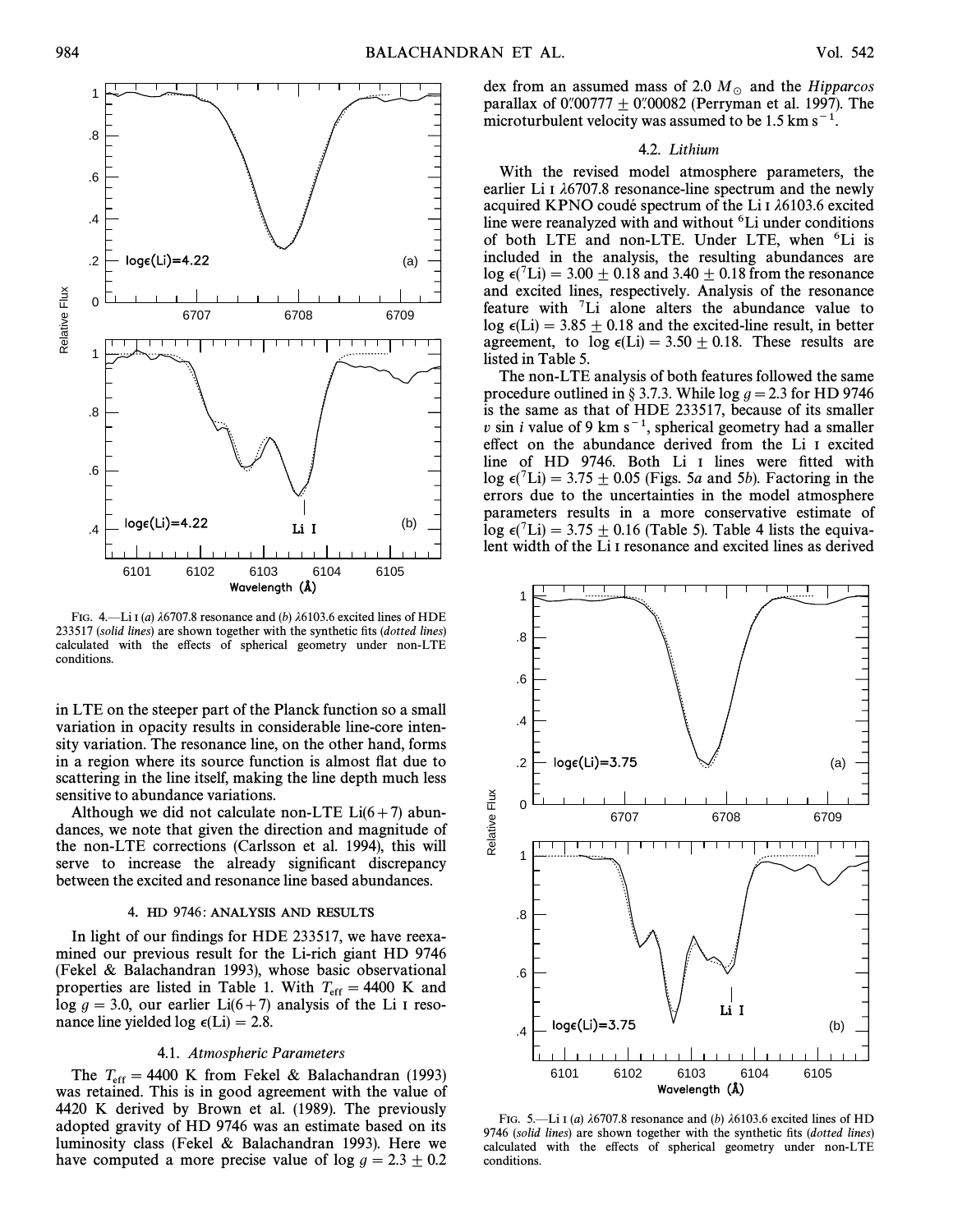FIG. 4.—Li I (*a*) λ6707.8 resonance and (*b*) λ6103.6 excited lines of HDE 233517 (*solid lines*) are shown together with the synthetic fits (*dotted lines*) calculated with the effects of spherical geometry under non-LTE conditions.

in LTE on the steeper part of the Planck function so a small variation in opacity results in considerable line-core intensity variation. The resonance line, on the other hand, forms in a region where its source function is almost flat due to scattering in the line itself, making the line depth much less sensitive to abundance variations.

Although we did not calculate non-LTE Li(6+7) abundances, we note that given the direction and magnitude of the non-LTE corrections (Carlsson et al. 1994), this will serve to increase the already significant discrepancy between the excited and resonance line based abundances.

## 4. HD 9746: ANALYSIS AND RESULTS

In light of our findings for HDE 233517, we have reexamined our previous result for the Li-rich giant HD 9746 (Fekel & Balachandran 1993), whose basic observational properties are listed in Table 1. With $T_{\rm eff} = 4400$ K and $\log g = 3.0$, our earlier Li(6+7) analysis of the Li I resonance line yielded $\log \epsilon({\rm Li}) = 2.8$.

### 4.1. *Atmospheric Parameters*

The $T_{\rm eff} = 4400$ K from Fekel & Balachandran (1993) was retained. This is in good agreement with the value of 4420 K derived by Brown et al. (1989). The previously adopted gravity of HD 9746 was an estimate based on its luminosity class (Fekel & Balachandran 1993). Here we have computed a more precise value of $\log g = 2.3 \pm 0.2$ dex from an assumed mass of 2.0 $M_\odot$ and the *Hipparcos* parallax of 0".00777 ± 0".00082 (Perryman et al. 1997). The microturbulent velocity was assumed to be 1.5 km s$^{-1}$.

### 4.2. *Lithium*

With the revised model atmosphere parameters, the earlier Li I λ6707.8 resonance-line spectrum and the newly acquired KPNO coudé spectrum of the Li I λ6103.6 excited line were reanalyzed with and without $^6$Li under conditions of both LTE and non-LTE. Under LTE, when $^6$Li is included in the analysis, the resulting abundances are $\log \epsilon(^7{\rm Li}) = 3.00 \pm 0.18$ and $3.40 \pm 0.18$ from the resonance and excited lines, respectively. Analysis of the resonance feature with $^7$Li alone alters the abundance value to $\log \epsilon({\rm Li}) = 3.85 \pm 0.18$ and the excited-line result, in better agreement, to $\log \epsilon({\rm Li}) = 3.50 \pm 0.18$. These results are listed in Table 5.

The non-LTE analysis of both features followed the same procedure outlined in § 3.7.3. While $\log g = 2.3$ for HD 9746 is the same as that of HDE 233517, because of its smaller $v \sin i$ value of 9 km s$^{-1}$, spherical geometry had a smaller effect on the abundance derived from the Li I excited line of HD 9746. Both Li I lines were fitted with $\log \epsilon(^7{\rm Li}) = 3.75 \pm 0.05$ (Figs. 5*a* and 5*b*). Factoring in the errors due to the uncertainties in the model atmosphere parameters results in a more conservative estimate of $\log \epsilon(^7{\rm Li}) = 3.75 \pm 0.16$ (Table 5). Table 4 lists the equivalent width of the Li I resonance and excited lines as derived

FIG. 5.—Li I (*a*) λ6707.8 resonance and (*b*) λ6103.6 excited lines of HD 9746 (*solid lines*) are shown together with the synthetic fits (*dotted lines*) calculated with the effects of spherical geometry under non-LTE conditions.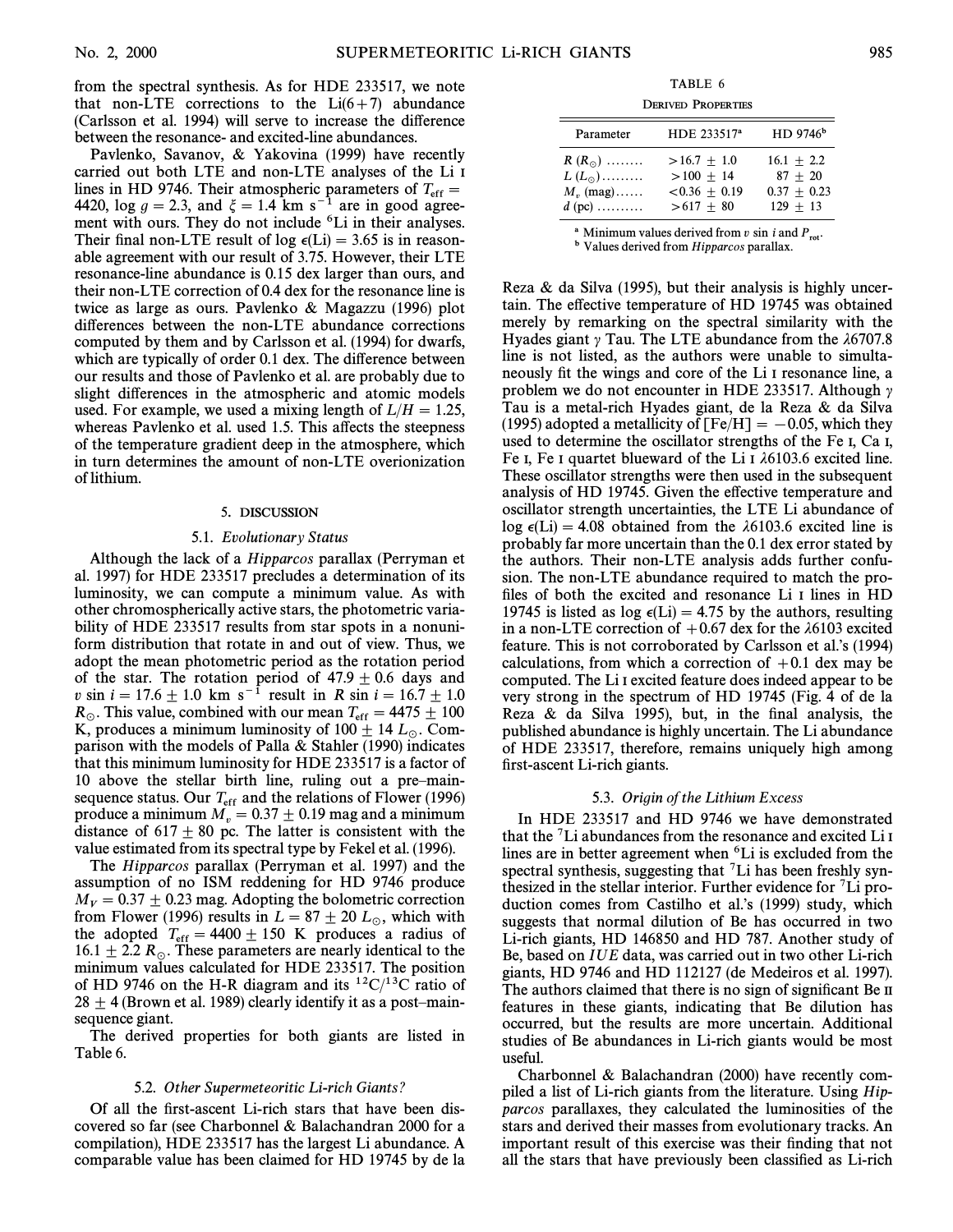from the spectral synthesis. As for HDE 233517, we note that non-LTE corrections to the Li(6+7) abundance (Carlsson et al. 1994) will serve to increase the difference between the resonance- and excited-line abundances.

Pavlenko, Savanov, & Yakovina (1999) have recently carried out both LTE and non-LTE analyses of the Li I lines in HD 9746. Their atmospheric parameters of $T_{eff}$ = 4420, log $g$ = 2.3, and $\xi$ = 1.4 km s$^{-1}$ are in good agreement with ours. They do not include $^6$Li in their analyses. Their final non-LTE result of log $\epsilon$(Li) = 3.65 is in reasonable agreement with our result of 3.75. However, their LTE resonance-line abundance is 0.15 dex larger than ours, and their non-LTE correction of 0.4 dex for the resonance line is twice as large as ours. Pavlenko & Magazzu (1996) plot differences between the non-LTE abundance corrections computed by them and by Carlsson et al. (1994) for dwarfs, which are typically of order 0.1 dex. The difference between our results and those of Pavlenko et al. are probably due to slight differences in the atmospheric and atomic models used. For example, we used a mixing length of $L/H$ = 1.25, whereas Pavlenko et al. used 1.5. This affects the steepness of the temperature gradient deep in the atmosphere, which in turn determines the amount of non-LTE overionization of lithium.

## 5. DISCUSSION

### 5.1. *Evolutionary Status*

Although the lack of a *Hipparcos* parallax (Perryman et al. 1997) for HDE 233517 precludes a determination of its luminosity, we can compute a minimum value. As with other chromospherically active stars, the photometric variability of HDE 233517 results from star spots in a nonuniform distribution that rotate in and out of view. Thus, we adopt the mean photometric period as the rotation period of the star. The rotation period of 47.9 ± 0.6 days and $v$ sin $i$ = 17.6 ± 1.0 km s$^{-1}$ result in $R$ sin $i$ = 16.7 ± 1.0 $R_\odot$. This value, combined with our mean $T_{eff}$ = 4475 ± 100 K, produces a minimum luminosity of 100 ± 14 $L_\odot$. Comparison with the models of Palla & Stahler (1990) indicates that this minimum luminosity for HDE 233517 is a factor of 10 above the stellar birth line, ruling out a pre–main-sequence status. Our $T_{eff}$ and the relations of Flower (1996) produce a minimum $M_v$ = 0.37 ± 0.19 mag and a minimum distance of 617 ± 80 pc. The latter is consistent with the value estimated from its spectral type by Fekel et al. (1996).

The *Hipparcos* parallax (Perryman et al. 1997) and the assumption of no ISM reddening for HD 9746 produce $M_V$ = 0.37 ± 0.23 mag. Adopting the bolometric correction from Flower (1996) results in $L$ = 87 ± 20 $L_\odot$, which with the adopted $T_{eff}$ = 4400 ± 150 K produces a radius of 16.1 ± 2.2 $R_\odot$. These parameters are nearly identical to the minimum values calculated for HDE 233517. The position of HD 9746 on the H-R diagram and its $^{12}$C/$^{13}$C ratio of 28 ± 4 (Brown et al. 1989) clearly identify it as a post–main-sequence giant.

The derived properties for both giants are listed in Table 6.

TABLE 6

Derived Properties

| Parameter | HDE 233517[a] | HD 9746[b] |
|---|---|---|
| $R$ ($R_\odot$) ........ | >16.7 ± 1.0 | 16.1 ± 2.2 |
| $L$ ($L_\odot$)......... | >100 ± 14 | 87 ± 20 |
| $M_v$ (mag)...... | <0.36 ± 0.19 | 0.37 ± 0.23 |
| $d$ (pc) .......... | >617 ± 80 | 129 ± 13 |

[a] Minimum values derived from $v$ sin $i$ and $P_{rot}$.

[b] Values derived from *Hipparcos* parallax.

### 5.2. *Other Supermeteoritic Li-rich Giants?*

Of all the first-ascent Li-rich stars that have been discovered so far (see Charbonnel & Balachandran 2000 for a compilation), HDE 233517 has the largest Li abundance. A comparable value has been claimed for HD 19745 by de la Reza & da Silva (1995), but their analysis is highly uncertain. The effective temperature of HD 19745 was obtained merely by remarking on the spectral similarity with the Hyades giant γ Tau. The LTE abundance from the λ6707.8 line is not listed, as the authors were unable to simultaneously fit the wings and core of the Li I resonance line, a problem we do not encounter in HDE 233517. Although γ Tau is a metal-rich Hyades giant, de la Reza & da Silva (1995) adopted a metallicity of [Fe/H] = −0.05, which they used to determine the oscillator strengths of the Fe I, Ca I, Fe I, Fe I quartet blueward of the Li I λ6103.6 excited line. These oscillator strengths were then used in the subsequent analysis of HD 19745. Given the effective temperature and oscillator strength uncertainties, the LTE Li abundance of log $\epsilon$(Li) = 4.08 obtained from the λ6103.6 excited line is probably far more uncertain than the 0.1 dex error stated by the authors. Their non-LTE analysis adds further confusion. The non-LTE abundance required to match the profiles of both the excited and resonance Li I lines in HD 19745 is listed as log $\epsilon$(Li) = 4.75 by the authors, resulting in a non-LTE correction of +0.67 dex for the λ6103 excited feature. This is not corroborated by Carlsson et al.'s (1994) calculations, from which a correction of +0.1 dex may be computed. The Li I excited feature does indeed appear to be very strong in the spectrum of HD 19745 (Fig. 4 of de la Reza & da Silva 1995), but, in the final analysis, the published abundance is highly uncertain. The Li abundance of HDE 233517, therefore, remains uniquely high among first-ascent Li-rich giants.

### 5.3. *Origin of the Lithium Excess*

In HDE 233517 and HD 9746 we have demonstrated that the $^7$Li abundances from the resonance and excited Li I lines are in better agreement when $^6$Li is excluded from the spectral synthesis, suggesting that $^7$Li has been freshly synthesized in the stellar interior. Further evidence for $^7$Li production comes from Castilho et al.'s (1999) study, which suggests that normal dilution of Be has occurred in two Li-rich giants, HD 146850 and HD 787. Another study of Be, based on *IUE* data, was carried out in two other Li-rich giants, HD 9746 and HD 112127 (de Medeiros et al. 1997). The authors claimed that there is no sign of significant Be II features in these giants, indicating that Be dilution has occurred, but the results are more uncertain. Additional studies of Be abundances in Li-rich giants would be most useful.

Charbonnel & Balachandran (2000) have recently compiled a list of Li-rich giants from the literature. Using *Hipparcos* parallaxes, they calculated the luminosities of the stars and derived their masses from evolutionary tracks. An important result of this exercise was their finding that not all the stars that have previously been classified as Li-rich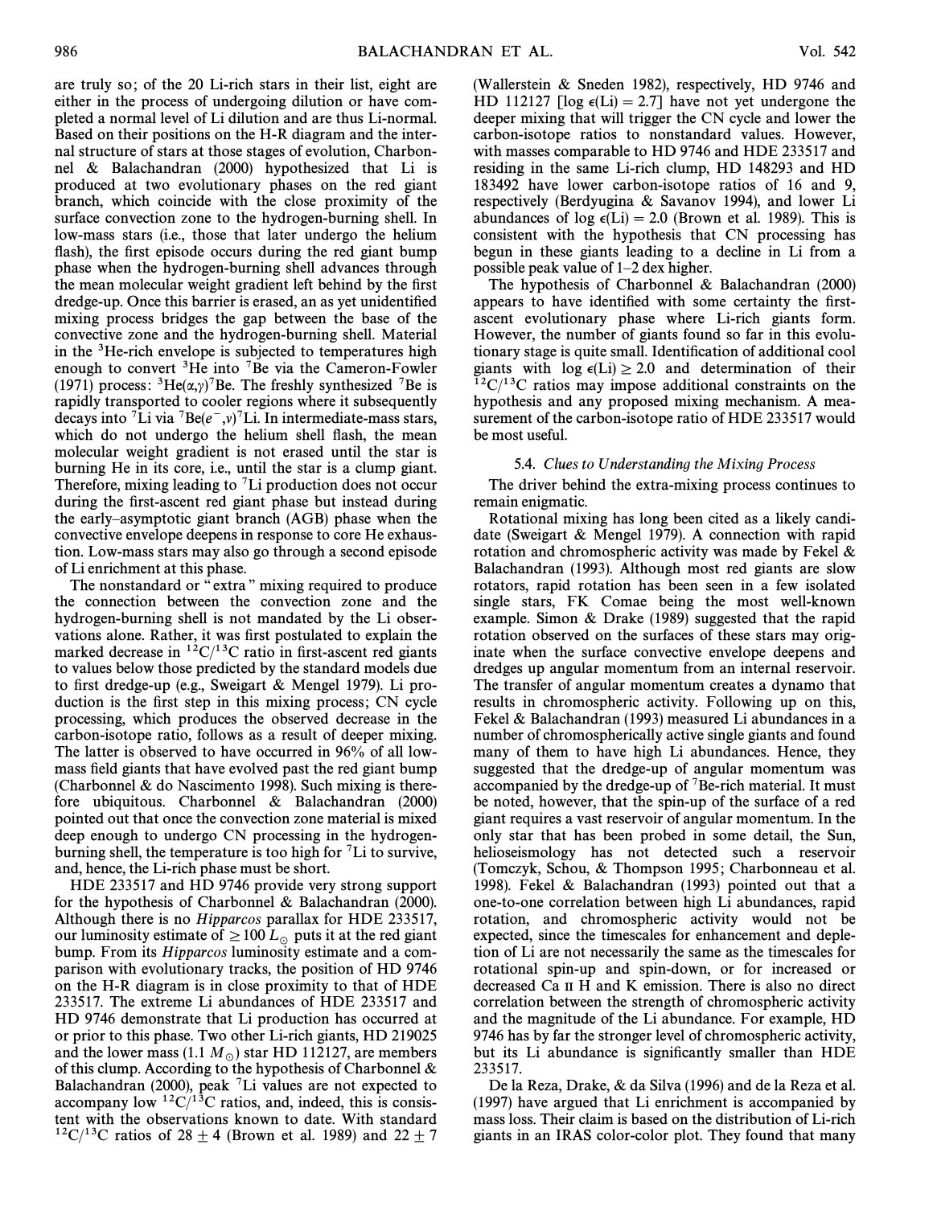are truly so; of the 20 Li-rich stars in their list, eight are either in the process of undergoing dilution or have completed a normal level of Li dilution and are thus Li-normal. Based on their positions on the H-R diagram and the internal structure of stars at those stages of evolution, Charbonnel & Balachandran (2000) hypothesized that Li is produced at two evolutionary phases on the red giant branch, which coincide with the close proximity of the surface convection zone to the hydrogen-burning shell. In low-mass stars (i.e., those that later undergo the helium flash), the first episode occurs during the red giant bump phase when the hydrogen-burning shell advances through the mean molecular weight gradient left behind by the first dredge-up. Once this barrier is erased, an as yet unidentified mixing process bridges the gap between the base of the convective zone and the hydrogen-burning shell. Material in the $^3$He-rich envelope is subjected to temperatures high enough to convert $^3$He into $^7$Be via the Cameron-Fowler (1971) process: $^3$He($\alpha$,$\gamma$)$^7$Be. The freshly synthesized $^7$Be is rapidly transported to cooler regions where it subsequently decays into $^7$Li via $^7$Be($e^-$,$\nu$)$^7$Li. In intermediate-mass stars, which do not undergo the helium shell flash, the mean molecular weight gradient is not erased until the star is burning He in its core, i.e., until the star is a clump giant. Therefore, mixing leading to $^7$Li production does not occur during the first-ascent red giant phase but instead during the early–asymptotic giant branch (AGB) phase when the convective envelope deepens in response to core He exhaustion. Low-mass stars may also go through a second episode of Li enrichment at this phase.

The nonstandard or "extra" mixing required to produce the connection between the convection zone and the hydrogen-burning shell is not mandated by the Li observations alone. Rather, it was first postulated to explain the marked decrease in $^{12}$C/$^{13}$C ratio in first-ascent red giants to values below those predicted by the standard models due to first dredge-up (e.g., Sweigart & Mengel 1979). Li production is the first step in this mixing process; CN cycle processing, which produces the observed decrease in the carbon-isotope ratio, follows as a result of deeper mixing. The latter is observed to have occurred in 96% of all low-mass field giants that have evolved past the red giant bump (Charbonnel & do Nascimento 1998). Such mixing is therefore ubiquitous. Charbonnel & Balachandran (2000) pointed out that once the convection zone material is mixed deep enough to undergo CN processing in the hydrogen-burning shell, the temperature is too high for $^7$Li to survive, and, hence, the Li-rich phase must be short.

HDE 233517 and HD 9746 provide very strong support for the hypothesis of Charbonnel & Balachandran (2000). Although there is no *Hipparcos* parallax for HDE 233517, our luminosity estimate of $\geq 100\ L_\odot$ puts it at the red giant bump. From its *Hipparcos* luminosity estimate and a comparison with evolutionary tracks, the position of HD 9746 on the H-R diagram is in close proximity to that of HDE 233517. The extreme Li abundances of HDE 233517 and HD 9746 demonstrate that Li production has occurred at or prior to this phase. Two other Li-rich giants, HD 219025 and the lower mass (1.1 $M_\odot$) star HD 112127, are members of this clump. According to the hypothesis of Charbonnel & Balachandran (2000), peak $^7$Li values are not expected to accompany low $^{12}$C/$^{13}$C ratios, and, indeed, this is consistent with the observations known to date. With standard $^{12}$C/$^{13}$C ratios of $28 \pm 4$ (Brown et al. 1989) and $22 \pm 7$ (Wallerstein & Sneden 1982), respectively, HD 9746 and HD 112127 [$\log \epsilon(\mathrm{Li}) = 2.7$] have not yet undergone the deeper mixing that will trigger the CN cycle and lower the carbon-isotope ratios to nonstandard values. However, with masses comparable to HD 9746 and HDE 233517 and residing in the same Li-rich clump, HD 148293 and HD 183492 have lower carbon-isotope ratios of 16 and 9, respectively (Berdyugina & Savanov 1994), and lower Li abundances of $\log \epsilon(\mathrm{Li}) = 2.0$ (Brown et al. 1989). This is consistent with the hypothesis that CN processing has begun in these giants leading to a decline in Li from a possible peak value of 1–2 dex higher.

The hypothesis of Charbonnel & Balachandran (2000) appears to have identified with some certainty the first-ascent evolutionary phase where Li-rich giants form. However, the number of giants found so far in this evolutionary stage is quite small. Identification of additional cool giants with $\log \epsilon(\mathrm{Li}) \geq 2.0$ and determination of their $^{12}$C/$^{13}$C ratios may impose additional constraints on the hypothesis and any proposed mixing mechanism. A measurement of the carbon-isotope ratio of HDE 233517 would be most useful.

### 5.4. *Clues to Understanding the Mixing Process*

The driver behind the extra-mixing process continues to remain enigmatic.

Rotational mixing has long been cited as a likely candidate (Sweigart & Mengel 1979). A connection with rapid rotation and chromospheric activity was made by Fekel & Balachandran (1993). Although most red giants are slow rotators, rapid rotation has been seen in a few isolated single stars, FK Comae being the most well-known example. Simon & Drake (1989) suggested that the rapid rotation observed on the surfaces of these stars may originate when the surface convective envelope deepens and dredges up angular momentum from an internal reservoir. The transfer of angular momentum creates a dynamo that results in chromospheric activity. Following up on this, Fekel & Balachandran (1993) measured Li abundances in a number of chromospherically active single giants and found many of them to have high Li abundances. Hence, they suggested that the dredge-up of angular momentum was accompanied by the dredge-up of $^7$Be-rich material. It must be noted, however, that the spin-up of the surface of a red giant requires a vast reservoir of angular momentum. In the only star that has been probed in some detail, the Sun, helioseismology has not detected such a reservoir (Tomczyk, Schou, & Thompson 1995; Charbonneau et al. 1998). Fekel & Balachandran (1993) pointed out that a one-to-one correlation between high Li abundances, rapid rotation, and chromospheric activity would not be expected, since the timescales for enhancement and depletion of Li are not necessarily the same as the timescales for rotational spin-up and spin-down, or for increased or decreased Ca II H and K emission. There is also no direct correlation between the strength of chromospheric activity and the magnitude of the Li abundance. For example, HD 9746 has by far the stronger level of chromospheric activity, but its Li abundance is significantly smaller than HDE 233517.

De la Reza, Drake, & da Silva (1996) and de la Reza et al. (1997) have argued that Li enrichment is accompanied by mass loss. Their claim is based on the distribution of Li-rich giants in an IRAS color-color plot. They found that many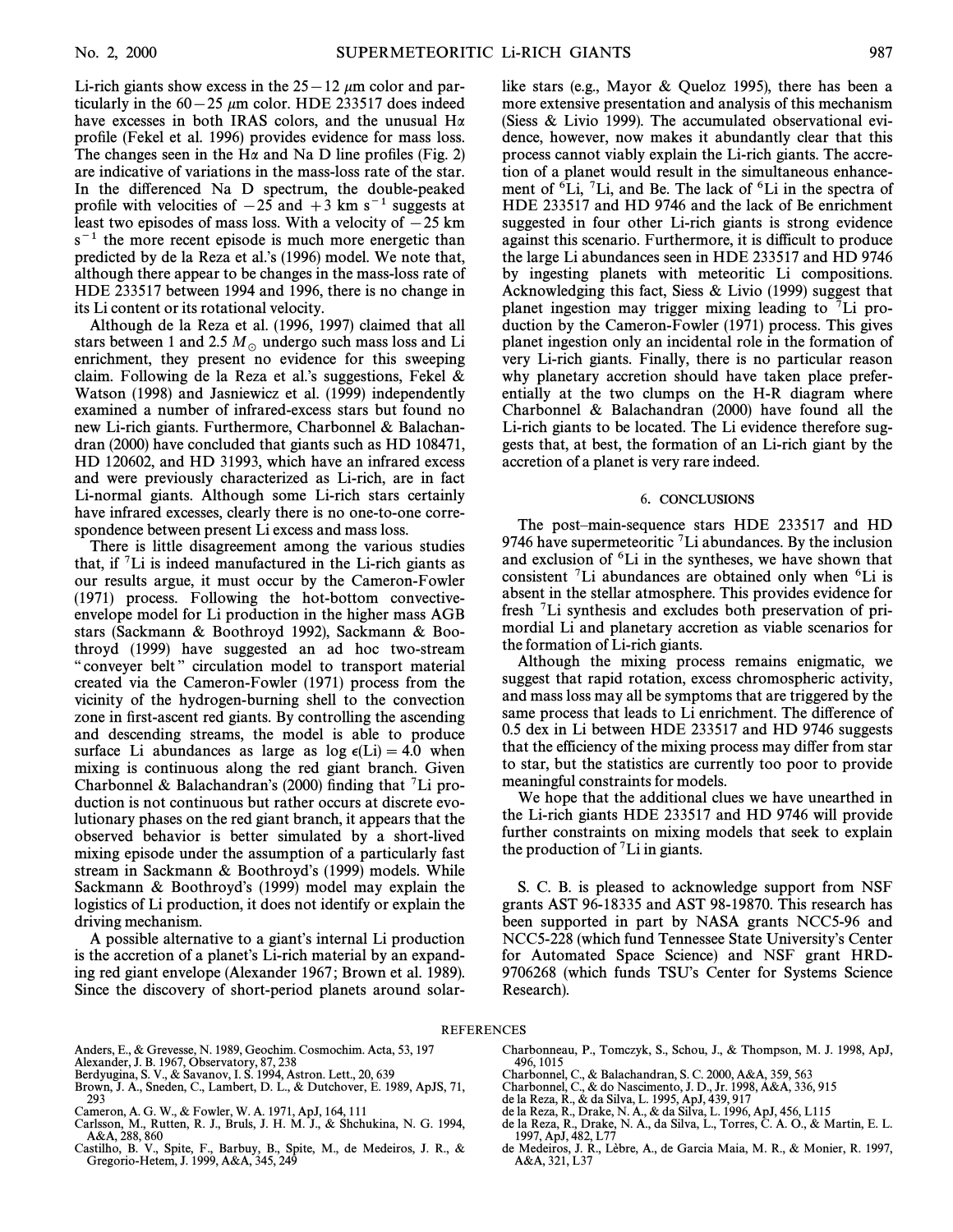Li-rich giants show excess in the $25-12\ \mu$m color and particularly in the $60-25\ \mu$m color. HDE 233517 does indeed have excesses in both IRAS colors, and the unusual H$\alpha$ profile (Fekel et al. 1996) provides evidence for mass loss. The changes seen in the H$\alpha$ and Na D line profiles (Fig. 2) are indicative of variations in the mass-loss rate of the star. In the differenced Na D spectrum, the double-peaked profile with velocities of $-25$ and $+3$ km s$^{-1}$ suggests at least two episodes of mass loss. With a velocity of $-25$ km s$^{-1}$ the more recent episode is much more energetic than predicted by de la Reza et al.'s (1996) model. We note that, although there appear to be changes in the mass-loss rate of HDE 233517 between 1994 and 1996, there is no change in its Li content or its rotational velocity.

Although de la Reza et al. (1996, 1997) claimed that all stars between 1 and 2.5 $M_{\odot}$ undergo such mass loss and Li enrichment, they present no evidence for this sweeping claim. Following de la Reza et al.'s suggestions, Fekel & Watson (1998) and Jasniewicz et al. (1999) independently examined a number of infrared-excess stars but found no new Li-rich giants. Furthermore, Charbonnel & Balachandran (2000) have concluded that giants such as HD 108471, HD 120602, and HD 31993, which have an infrared excess and were previously characterized as Li-rich, are in fact Li-normal giants. Although some Li-rich stars certainly have infrared excesses, clearly there is no one-to-one correspondence between present Li excess and mass loss.

There is little disagreement among the various studies that, if $^7$Li is indeed manufactured in the Li-rich giants as our results argue, it must occur by the Cameron-Fowler (1971) process. Following the hot-bottom convective-envelope model for Li production in the higher mass AGB stars (Sackmann & Boothroyd 1992), Sackmann & Boothroyd (1999) have suggested an ad hoc two-stream "conveyer belt" circulation model to transport material created via the Cameron-Fowler (1971) process from the vicinity of the hydrogen-burning shell to the convection zone in first-ascent red giants. By controlling the ascending and descending streams, the model is able to produce surface Li abundances as large as $\log \epsilon(\text{Li}) = 4.0$ when mixing is continuous along the red giant branch. Given Charbonnel & Balachandran's (2000) finding that $^7$Li production is not continuous but rather occurs at discrete evolutionary phases on the red giant branch, it appears that the observed behavior is better simulated by a short-lived mixing episode under the assumption of a particularly fast stream in Sackmann & Boothroyd's (1999) models. While Sackmann & Boothroyd's (1999) model may explain the logistics of Li production, it does not identify or explain the driving mechanism.

A possible alternative to a giant's internal Li production is the accretion of a planet's Li-rich material by an expanding red giant envelope (Alexander 1967; Brown et al. 1989). Since the discovery of short-period planets around solar-like stars (e.g., Mayor & Queloz 1995), there has been a more extensive presentation and analysis of this mechanism (Siess & Livio 1999). The accumulated observational evidence, however, now makes it abundantly clear that this process cannot viably explain the Li-rich giants. The accretion of a planet would result in the simultaneous enhancement of $^6$Li, $^7$Li, and Be. The lack of $^6$Li in the spectra of HDE 233517 and HD 9746 and the lack of Be enrichment suggested in four other Li-rich giants is strong evidence against this scenario. Furthermore, it is difficult to produce the large Li abundances seen in HDE 233517 and HD 9746 by ingesting planets with meteoritic Li compositions. Acknowledging this fact, Siess & Livio (1999) suggest that planet ingestion may trigger mixing leading to $^7$Li production by the Cameron-Fowler (1971) process. This gives planet ingestion only an incidental role in the formation of very Li-rich giants. Finally, there is no particular reason why planetary accretion should have taken place preferentially at the two clumps on the H-R diagram where Charbonnel & Balachandran (2000) have found all the Li-rich giants to be located. The Li evidence therefore suggests that, at best, the formation of an Li-rich giant by the accretion of a planet is very rare indeed.

## 6. CONCLUSIONS

The post–main-sequence stars HDE 233517 and HD 9746 have supermeteoritic $^7$Li abundances. By the inclusion and exclusion of $^6$Li in the syntheses, we have shown that consistent $^7$Li abundances are obtained only when $^6$Li is absent in the stellar atmosphere. This provides evidence for fresh $^7$Li synthesis and excludes both preservation of primordial Li and planetary accretion as viable scenarios for the formation of Li-rich giants.

Although the mixing process remains enigmatic, we suggest that rapid rotation, excess chromospheric activity, and mass loss may all be symptoms that are triggered by the same process that leads to Li enrichment. The difference of 0.5 dex in Li between HDE 233517 and HD 9746 suggests that the efficiency of the mixing process may differ from star to star, but the statistics are currently too poor to provide meaningful constraints for models.

We hope that the additional clues we have unearthed in the Li-rich giants HDE 233517 and HD 9746 will provide further constraints on mixing models that seek to explain the production of $^7$Li in giants.

S. C. B. is pleased to acknowledge support from NSF grants AST 96-18335 and AST 98-19870. This research has been supported in part by NASA grants NCC5-96 and NCC5-228 (which fund Tennessee State University's Center for Automated Space Science) and NSF grant HRD-9706268 (which funds TSU's Center for Systems Science Research).

## REFERENCES

Anders, E., & Grevesse, N. 1989, Geochim. Cosmochim. Acta, 53, 197
Alexander, J. B. 1967, Observatory, 87, 238
Berdyugina, S. V., & Savanov, I. S. 1994, Astron. Lett., 20, 639
Brown, J. A., Sneden, C., Lambert, D. L., & Dutchover, E. 1989, ApJS, 71, 293
Cameron, A. G. W., & Fowler, W. A. 1971, ApJ, 164, 111
Carlsson, M., Rutten, R. J., Bruls, J. H. M. J., & Shchukina, N. G. 1994, A&A, 288, 860
Castilho, B. V., Spite, F., Barbuy, B., Spite, M., de Medeiros, J. R., & Gregorio-Hetem, J. 1999, A&A, 345, 249
Charbonneau, P., Tomczyk, S., Schou, J., & Thompson, M. J. 1998, ApJ, 496, 1015
Charbonnel, C., & Balachandran, S. C. 2000, A&A, 359, 563
Charbonnel, C., & do Nascimento, J. D., Jr. 1998, A&A, 336, 915
de la Reza, R., & da Silva, L. 1995, ApJ, 439, 917
de la Reza, R., Drake, N. A., & da Silva, L. 1996, ApJ, 456, L115
de la Reza, R., Drake, N. A., da Silva, L., Torres, C. A. O., & Martin, E. L. 1997, ApJ, 482, L77
de Medeiros, J. R., Lèbre, A., de Garcia Maia, M. R., & Monier, R. 1997, A&A, 321, L37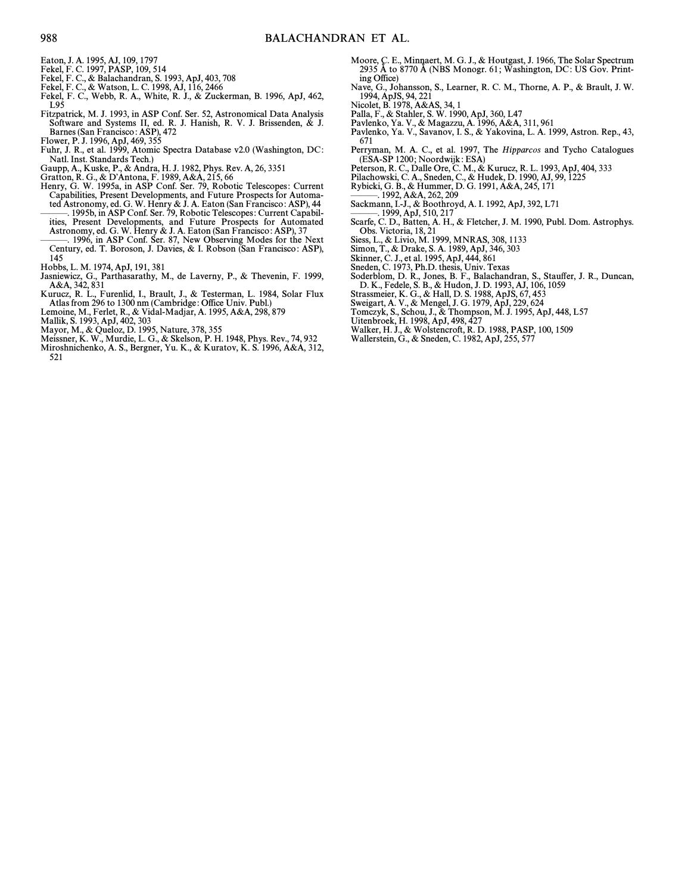Eaton, J. A. 1995, AJ, 109, 1797

Fekel, F. C. 1997, PASP, 109, 514

Fekel, F. C., & Balachandran, S. 1993, ApJ, 403, 708

Fekel, F. C., & Watson, L. C. 1998, AJ, 116, 2466

Fekel, F. C., Webb, R. A., White, R. J., & Zuckerman, B. 1996, ApJ, 462, L95

Fitzpatrick, M. J. 1993, in ASP Conf. Ser. 52, Astronomical Data Analysis Software and Systems II, ed. R. J. Hanish, R. V. J. Brissenden, & J. Barnes (San Francisco: ASP), 472

Flower, P. J. 1996, ApJ, 469, 355

Fuhr, J. R., et al. 1999, Atomic Spectra Database v2.0 (Washington, DC: Natl. Inst. Standards Tech.)

Gaupp, A., Kuske, P., & Andra, H. J. 1982, Phys. Rev. A, 26, 3351

Gratton, R. G., & D'Antona, F. 1989, A&A, 215, 66

Henry, G. W. 1995a, in ASP Conf. Ser. 79, Robotic Telescopes: Current Capabilities, Present Developments, and Future Prospects for Automated Astronomy, ed. G. W. Henry & J. A. Eaton (San Francisco: ASP), 44

———. 1995b, in ASP Conf. Ser. 79, Robotic Telescopes: Current Capabilities, Present Developments, and Future Prospects for Automated Astronomy, ed. G. W. Henry & J. A. Eaton (San Francisco: ASP), 37

———. 1996, in ASP Conf. Ser. 87, New Observing Modes for the Next Century, ed. T. Boroson, J. Davies, & I. Robson (San Francisco: ASP), 145

Hobbs, L. M. 1974, ApJ, 191, 381

Jasniewicz, G., Parthasarathy, M., de Laverny, P., & Thevenin, F. 1999, A&A, 342, 831

Kurucz, R. L., Furenlid, I., Brault, J., & Testerman, L. 1984, Solar Flux Atlas from 296 to 1300 nm (Cambridge: Office Univ. Publ.)

Lemoine, M., Ferlet, R., & Vidal-Madjar, A. 1995, A&A, 298, 879

Mallik, S. 1993, ApJ, 402, 303

Mayor, M., & Queloz, D. 1995, Nature, 378, 355

Meissner, K. W., Murdie, L. G., & Skelson, P. H. 1948, Phys. Rev., 74, 932

Miroshnichenko, A. S., Bergner, Yu. K., & Kuratov, K. S. 1996, A&A, 312, 521

Moore, C. E., Minnaert, M. G. J., & Houtgast, J. 1966, The Solar Spectrum 2935 Å to 8770 Å (NBS Monogr. 61; Washington, DC: US Gov. Printing Office)

Nave, G., Johansson, S., Learner, R. C. M., Thorne, A. P., & Brault, J. W. 1994, ApJS, 94, 221

Nicolet, B. 1978, A&AS, 34, 1

Palla, F., & Stahler, S. W. 1990, ApJ, 360, L47

Pavlenko, Ya. V., & Magazzu, A. 1996, A&A, 311, 961

Pavlenko, Ya. V., Savanov, I. S., & Yakovina, L. A. 1999, Astron. Rep., 43, 671

Perryman, M. A. C., et al. 1997, The *Hipparcos* and Tycho Catalogues (ESA-SP 1200; Noordwijk: ESA)

Peterson, R. C., Dalle Ore, C. M., & Kurucz, R. L. 1993, ApJ, 404, 333

Pilachowski, C. A., Sneden, C., & Hudek, D. 1990, AJ, 99, 1225

Rybicki, G. B., & Hummer, D. G. 1991, A&A, 245, 171

———. 1992, A&A, 262, 209

Sackmann, I.-J., & Boothroyd, A. I. 1992, ApJ, 392, L71

———. 1999, ApJ, 510, 217

Scarfe, C. D., Batten, A. H., & Fletcher, J. M. 1990, Publ. Dom. Astrophys. Obs. Victoria, 18, 21

Siess, L., & Livio, M. 1999, MNRAS, 308, 1133

Simon, T., & Drake, S. A. 1989, ApJ, 346, 303

Skinner, C. J., et al. 1995, ApJ, 444, 861

Sneden, C. 1973, Ph.D. thesis, Univ. Texas

Soderblom, D. R., Jones, B. F., Balachandran, S., Stauffer, J. R., Duncan, D. K., Fedele, S. B., & Hudon, J. D. 1993, AJ, 106, 1059

Strassmeier, K. G., & Hall, D. S. 1988, ApJS, 67, 453

Sweigart, A. V., & Mengel, J. G. 1979, ApJ, 229, 624

Tomczyk, S., Schou, J., & Thompson, M. J. 1995, ApJ, 448, L57

Uitenbroek, H. 1998, ApJ, 498, 427

Walker, H. J., & Wolstencroft, R. D. 1988, PASP, 100, 1509

Wallerstein, G., & Sneden, C. 1982, ApJ, 255, 577